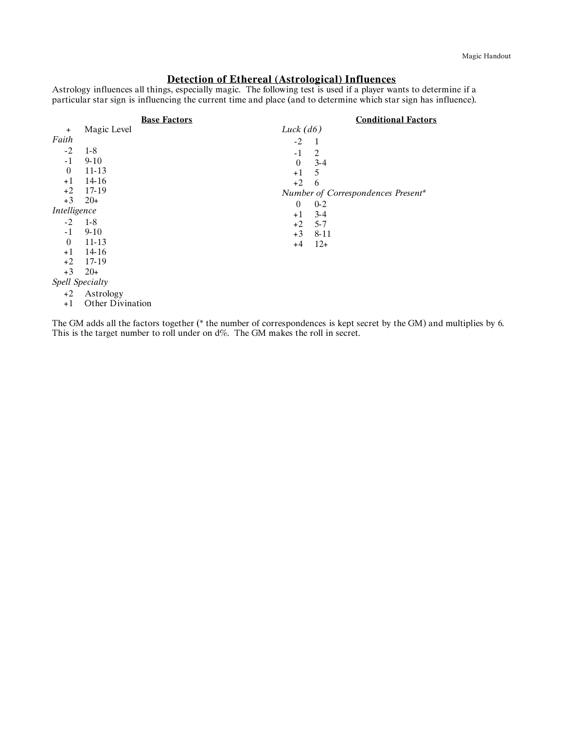## Detection of Ethereal (Astrological) Influences

Astrology influences all things, especially magic. The following test is used if a player wants to determine if a particular star sign is influencing the current time and place (and to determine which star sign has influence).

### Base Factors

| | |
|---|---|
| + | Magic Level |
| *Faith* | |
| -2 | 1-8 |
| -1 | 9-10 |
| 0 | 11-13 |
| +1 | 14-16 |
| +2 | 17-19 |
| +3 | 20+ |
| *Intelligence* | |
| -2 | 1-8 |
| -1 | 9-10 |
| 0 | 11-13 |
| +1 | 14-16 |
| +2 | 17-19 |
| +3 | 20+ |
| *Spell Specialty* | |
| +2 | Astrology |
| +1 | Other Divination |

### Conditional Factors

| | |
|---|---|
| *Luck (d6)* | |
| -2 | 1 |
| -1 | 2 |
| 0 | 3-4 |
| +1 | 5 |
| +2 | 6 |
| *Number of Correspondences Present** | |
| 0 | 0-2 |
| +1 | 3-4 |
| +2 | 5-7 |
| +3 | 8-11 |
| +4 | 12+ |

The GM adds all the factors together (* the number of correspondences is kept secret by the GM) and multiplies by 6. This is the target number to roll under on d%. The GM makes the roll in secret.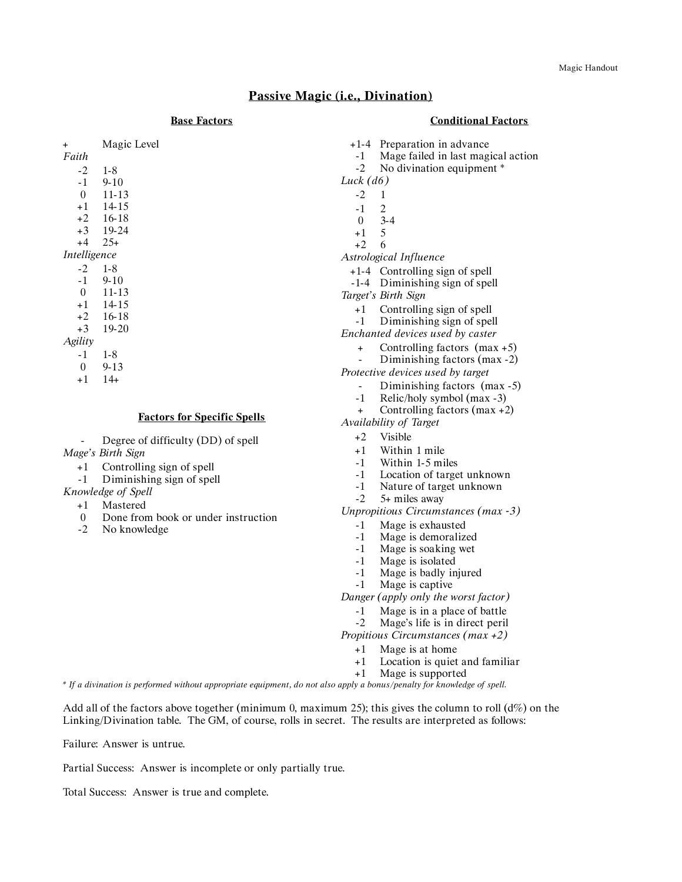# Passive Magic (i.e., Divination)

## Base Factors

| | |
|---|---|
| + | Magic Level |
| *Faith* | |
| -2 | 1-8 |
| -1 | 9-10 |
| 0 | 11-13 |
| +1 | 14-15 |
| +2 | 16-18 |
| +3 | 19-24 |
| +4 | 25+ |
| *Intelligence* | |
| -2 | 1-8 |
| -1 | 9-10 |
| 0 | 11-13 |
| +1 | 14-15 |
| +2 | 16-18 |
| +3 | 19-20 |
| *Agility* | |
| -1 | 1-8 |
| 0 | 9-13 |
| +1 | 14+ |

## Factors for Specific Spells

| | |
|---|---|
| - | Degree of difficulty (DD) of spell |
| *Mage's Birth Sign* | |
| +1 | Controlling sign of spell |
| -1 | Diminishing sign of spell |
| *Knowledge of Spell* | |
| +1 | Mastered |
| 0 | Done from book or under instruction |
| -2 | No knowledge |

## Conditional Factors

| | |
|---|---|
| +1-4 | Preparation in advance |
| -1 | Mage failed in last magical action |
| -2 | No divination equipment * |
| *Luck (d6)* | |
| -2 | 1 |
| -1 | 2 |
| 0 | 3-4 |
| +1 | 5 |
| +2 | 6 |
| *Astrological Influence* | |
| +1-4 | Controlling sign of spell |
| -1-4 | Diminishing sign of spell |
| *Target's Birth Sign* | |
| +1 | Controlling sign of spell |
| -1 | Diminishing sign of spell |
| *Enchanted devices used by caster* | |
| + | Controlling factors (max +5) |
| - | Diminishing factors (max -2) |
| *Protective devices used by target* | |
| - | Diminishing factors (max -5) |
| -1 | Relic/holy symbol (max -3) |
| + | Controlling factors (max +2) |
| *Availability of Target* | |
| +2 | Visible |
| +1 | Within 1 mile |
| -1 | Within 1-5 miles |
| -1 | Location of target unknown |
| -1 | Nature of target unknown |
| -2 | 5+ miles away |
| *Unpropitious Circumstances (max -3)* | |
| -1 | Mage is exhausted |
| -1 | Mage is demoralized |
| -1 | Mage is soaking wet |
| -1 | Mage is isolated |
| -1 | Mage is badly injured |
| -1 | Mage is captive |
| *Danger (apply only the worst factor)* | |
| -1 | Mage is in a place of battle |
| -2 | Mage's life is in direct peril |
| *Propitious Circumstances (max +2)* | |
| +1 | Mage is at home |
| +1 | Location is quiet and familiar |
| +1 | Mage is supported |

*\* If a divination is performed without appropriate equipment, do not also apply a bonus/penalty for knowledge of spell.*

Add all of the factors above together (minimum 0, maximum 25); this gives the column to roll (d%) on the Linking/Divination table. The GM, of course, rolls in secret. The results are interpreted as follows:

Failure: Answer is untrue.

Partial Success: Answer is incomplete or only partially true.

Total Success: Answer is true and complete.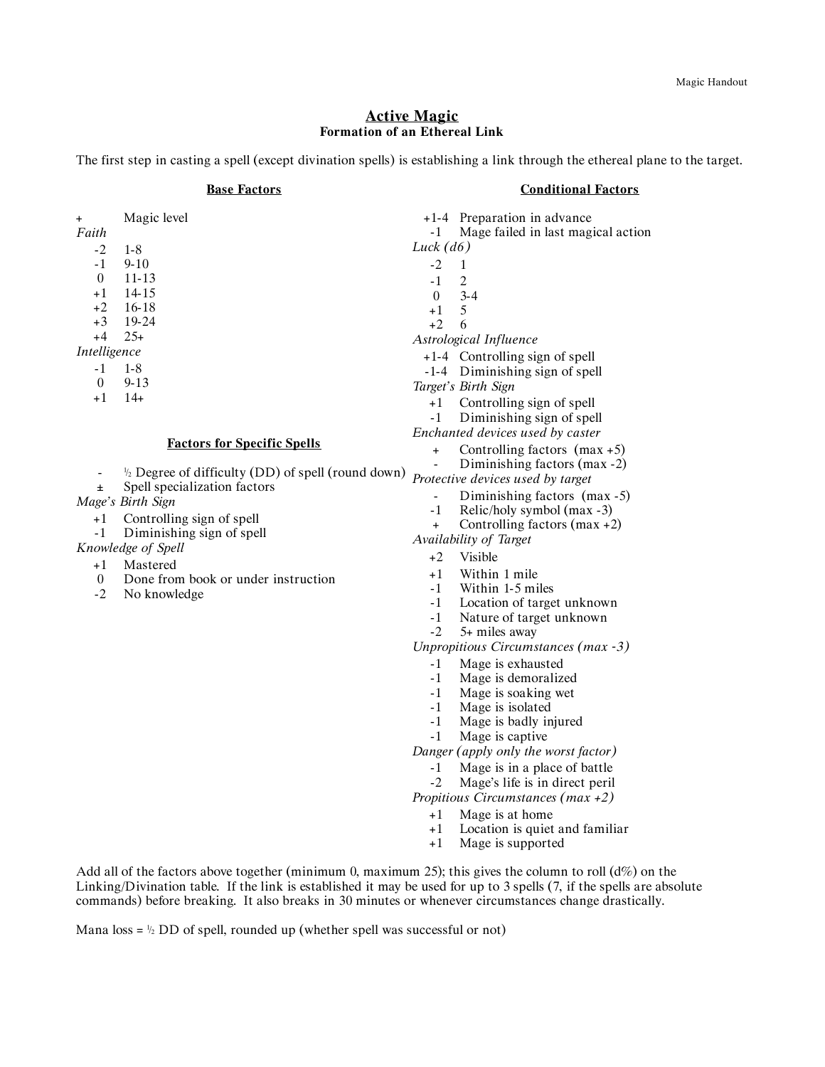# Active Magic

### Formation of an Ethereal Link

The first step in casting a spell (except divination spells) is establishing a link through the ethereal plane to the target.

## Base Factors

| | |
|---|---|
| + | Magic level |

*Faith*

| | |
|---|---|
| -2 | 1-8 |
| -1 | 9-10 |
| 0 | 11-13 |
| +1 | 14-15 |
| +2 | 16-18 |
| +3 | 19-24 |
| +4 | 25+ |

*Intelligence*

| | |
|---|---|
| -1 | 1-8 |
| 0 | 9-13 |
| +1 | 14+ |

## Factors for Specific Spells

| | |
|---|---|
| - | ½ Degree of difficulty (DD) of spell (round down) |
| ± | Spell specialization factors |

*Mage's Birth Sign*

| | |
|---|---|
| +1 | Controlling sign of spell |
| -1 | Diminishing sign of spell |

*Knowledge of Spell*

| | |
|---|---|
| +1 | Mastered |
| 0 | Done from book or under instruction |
| -2 | No knowledge |

## Conditional Factors

| | |
|---|---|
| +1-4 | Preparation in advance |
| -1 | Mage failed in last magical action |

*Luck (d6)*

| | |
|---|---|
| -2 | 1 |
| -1 | 2 |
| 0 | 3-4 |
| +1 | 5 |
| +2 | 6 |

*Astrological Influence*

| | |
|---|---|
| +1-4 | Controlling sign of spell |
| -1-4 | Diminishing sign of spell |

*Target's Birth Sign*

| | |
|---|---|
| +1 | Controlling sign of spell |
| -1 | Diminishing sign of spell |

*Enchanted devices used by caster*

| | |
|---|---|
| + | Controlling factors (max +5) |
| - | Diminishing factors (max -2) |

*Protective devices used by target*

| | |
|---|---|
| - | Diminishing factors (max -5) |
| -1 | Relic/holy symbol (max -3) |
| + | Controlling factors (max +2) |

*Availability of Target*

| | |
|---|---|
| +2 | Visible |
| +1 | Within 1 mile |
| -1 | Within 1-5 miles |
| -1 | Location of target unknown |
| -1 | Nature of target unknown |
| -2 | 5+ miles away |

*Unpropitious Circumstances (max -3)*

| | |
|---|---|
| -1 | Mage is exhausted |
| -1 | Mage is demoralized |
| -1 | Mage is soaking wet |
| -1 | Mage is isolated |
| -1 | Mage is badly injured |
| -1 | Mage is captive |

*Danger (apply only the worst factor)*

| | |
|---|---|
| -1 | Mage is in a place of battle |
| -2 | Mage's life is in direct peril |

*Propitious Circumstances (max +2)*

| | |
|---|---|
| +1 | Mage is at home |
| +1 | Location is quiet and familiar |
| +1 | Mage is supported |

Add all of the factors above together (minimum 0, maximum 25); this gives the column to roll (d%) on the Linking/Divination table. If the link is established it may be used for up to 3 spells (7, if the spells are absolute commands) before breaking. It also breaks in 30 minutes or whenever circumstances change drastically.

Mana loss = ½ DD of spell, rounded up (whether spell was successful or not)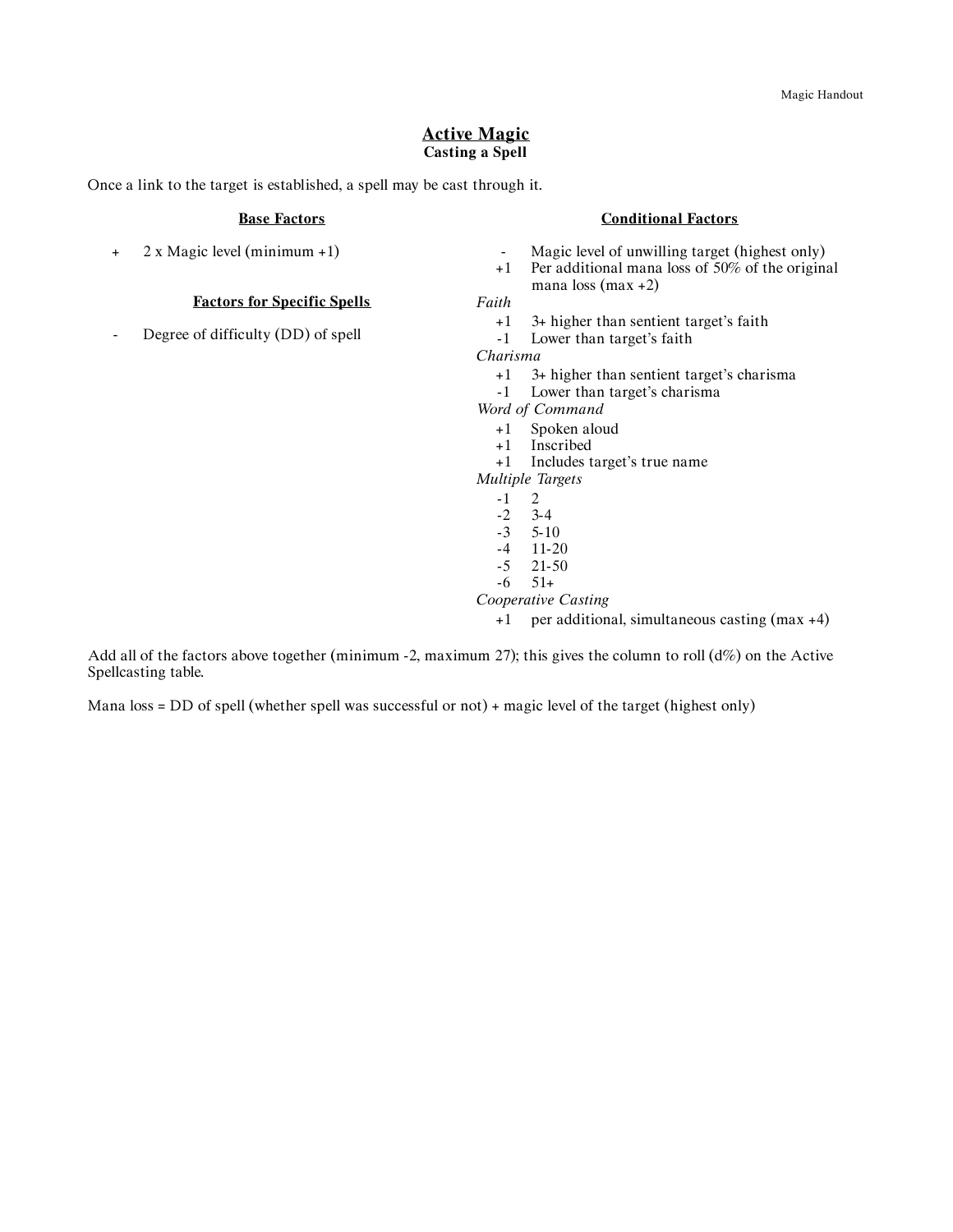# Active Magic

## Casting a Spell

Once a link to the target is established, a spell may be cast through it.

### Base Factors

| | |
|---|---|
| + | 2 x Magic level (minimum +1) |

### Factors for Specific Spells

| | |
|---|---|
| - | Degree of difficulty (DD) of spell |

### Conditional Factors

| | |
|---|---|
| - | Magic level of unwilling target (highest only) |
| +1 | Per additional mana loss of 50% of the original mana loss (max +2) |

*Faith*

| | |
|---|---|
| +1 | 3+ higher than sentient target's faith |
| -1 | Lower than target's faith |

*Charisma*

| | |
|---|---|
| +1 | 3+ higher than sentient target's charisma |
| -1 | Lower than target's charisma |

*Word of Command*

| | |
|---|---|
| +1 | Spoken aloud |
| +1 | Inscribed |
| +1 | Includes target's true name |

*Multiple Targets*

| | |
|---|---|
| -1 | 2 |
| -2 | 3-4 |
| -3 | 5-10 |
| -4 | 11-20 |
| -5 | 21-50 |
| -6 | 51+ |

*Cooperative Casting*

| | |
|---|---|
| +1 | per additional, simultaneous casting (max +4) |

Add all of the factors above together (minimum -2, maximum 27); this gives the column to roll (d%) on the Active Spellcasting table.

Mana loss = DD of spell (whether spell was successful or not) + magic level of the target (highest only)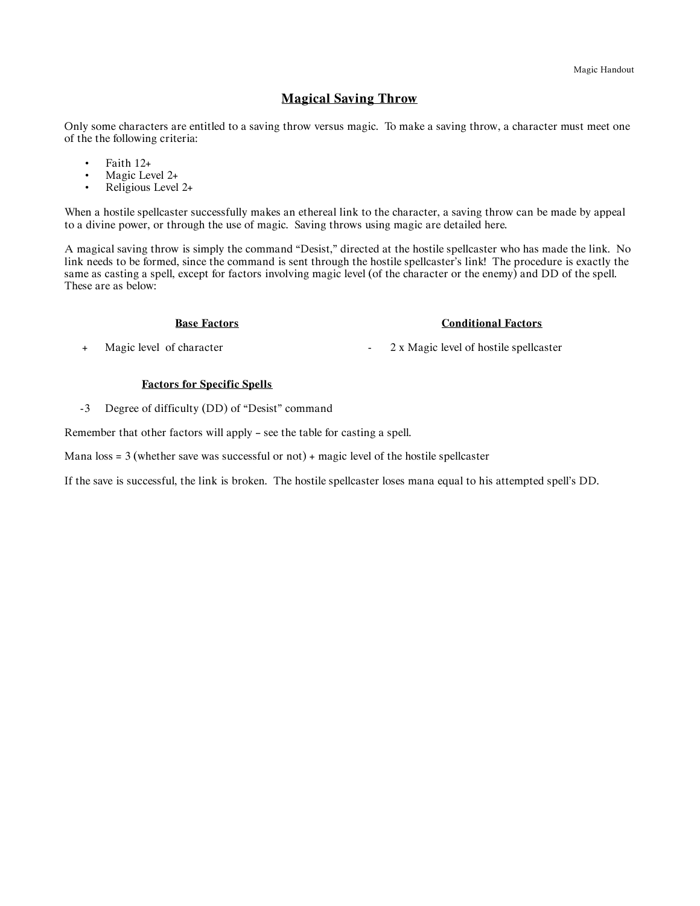## Magical Saving Throw

Only some characters are entitled to a saving throw versus magic. To make a saving throw, a character must meet one of the the following criteria:

- Faith 12+
- Magic Level 2+
- Religious Level 2+

When a hostile spellcaster successfully makes an ethereal link to the character, a saving throw can be made by appeal to a divine power, or through the use of magic. Saving throws using magic are detailed here.

A magical saving throw is simply the command "Desist," directed at the hostile spellcaster who has made the link. No link needs to be formed, since the command is sent through the hostile spellcaster's link! The procedure is exactly the same as casting a spell, except for factors involving magic level (of the character or the enemy) and DD of the spell. These are as below:

| Base Factors | | Conditional Factors | |
|---|---|---|---|
| + | Magic level of character | - | 2 x Magic level of hostile spellcaster |

**Factors for Specific Spells**

| | |
|---|---|
| -3 | Degree of difficulty (DD) of "Desist" command |

Remember that other factors will apply – see the table for casting a spell.

Mana loss = 3 (whether save was successful or not) + magic level of the hostile spellcaster

If the save is successful, the link is broken. The hostile spellcaster loses mana equal to his attempted spell's DD.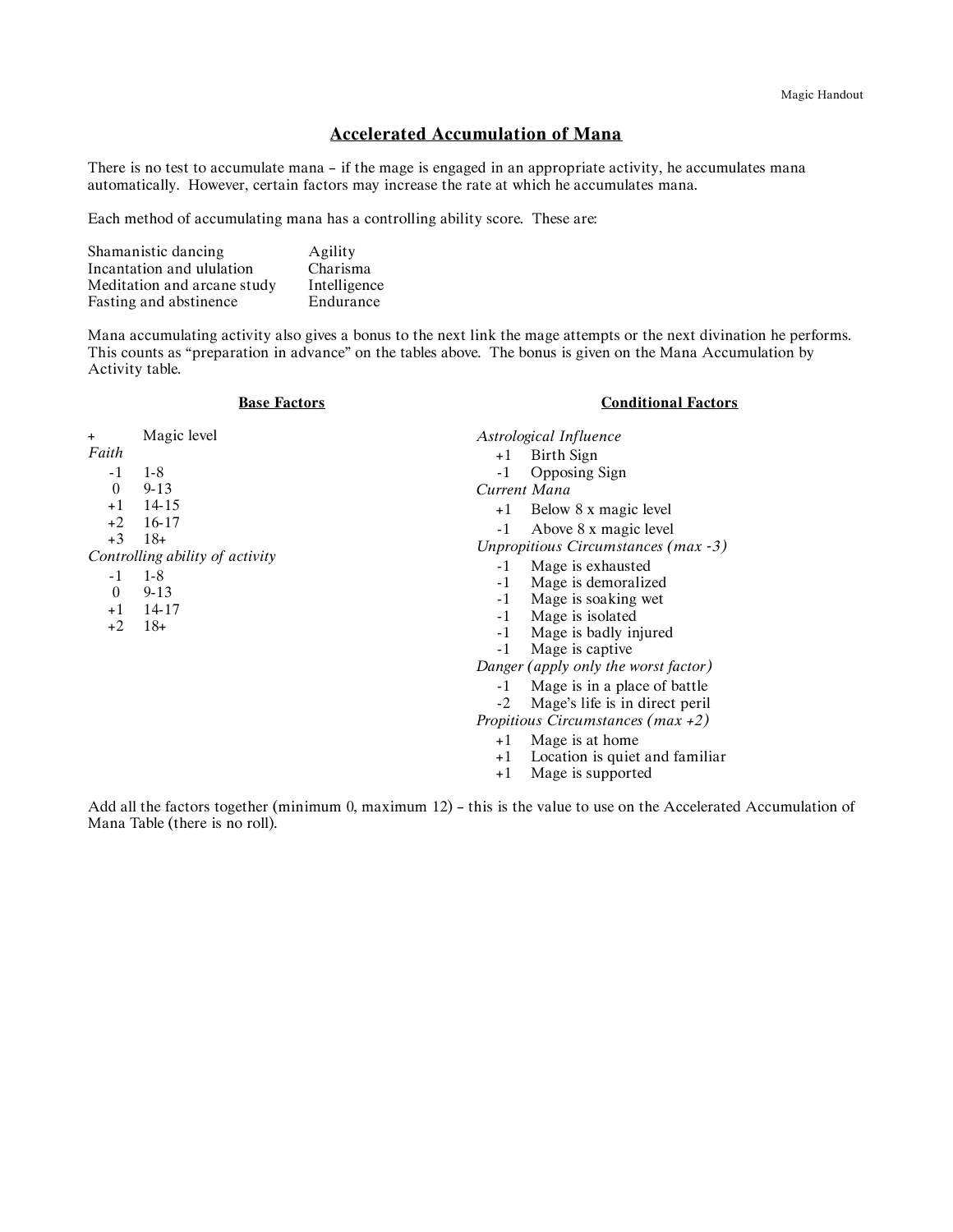## Accelerated Accumulation of Mana

There is no test to accumulate mana – if the mage is engaged in an appropriate activity, he accumulates mana automatically. However, certain factors may increase the rate at which he accumulates mana.

Each method of accumulating mana has a controlling ability score. These are:

| Method | Ability |
|---|---|
| Shamanistic dancing | Agility |
| Incantation and ululation | Charisma |
| Meditation and arcane study | Intelligence |
| Fasting and abstinence | Endurance |

Mana accumulating activity also gives a bonus to the next link the mage attempts or the next divination he performs. This counts as "preparation in advance" on the tables above. The bonus is given on the Mana Accumulation by Activity table.

### Base Factors

| | |
|---|---|
| + | Magic level |
| ***Faith*** | |
| -1 | 1-8 |
| 0 | 9-13 |
| +1 | 14-15 |
| +2 | 16-17 |
| +3 | 18+ |
| ***Controlling ability of activity*** | |
| -1 | 1-8 |
| 0 | 9-13 |
| +1 | 14-17 |
| +2 | 18+ |

### Conditional Factors

| | |
|---|---|
| ***Astrological Influence*** | |
| +1 | Birth Sign |
| -1 | Opposing Sign |
| ***Current Mana*** | |
| +1 | Below 8 x magic level |
| -1 | Above 8 x magic level |
| ***Unpropitious Circumstances (max -3)*** | |
| -1 | Mage is exhausted |
| -1 | Mage is demoralized |
| -1 | Mage is soaking wet |
| -1 | Mage is isolated |
| -1 | Mage is badly injured |
| -1 | Mage is captive |
| ***Danger (apply only the worst factor)*** | |
| -1 | Mage is in a place of battle |
| -2 | Mage's life is in direct peril |
| ***Propitious Circumstances (max +2)*** | |
| +1 | Mage is at home |
| +1 | Location is quiet and familiar |
| +1 | Mage is supported |

Add all the factors together (minimum 0, maximum 12) – this is the value to use on the Accelerated Accumulation of Mana Table (there is no roll).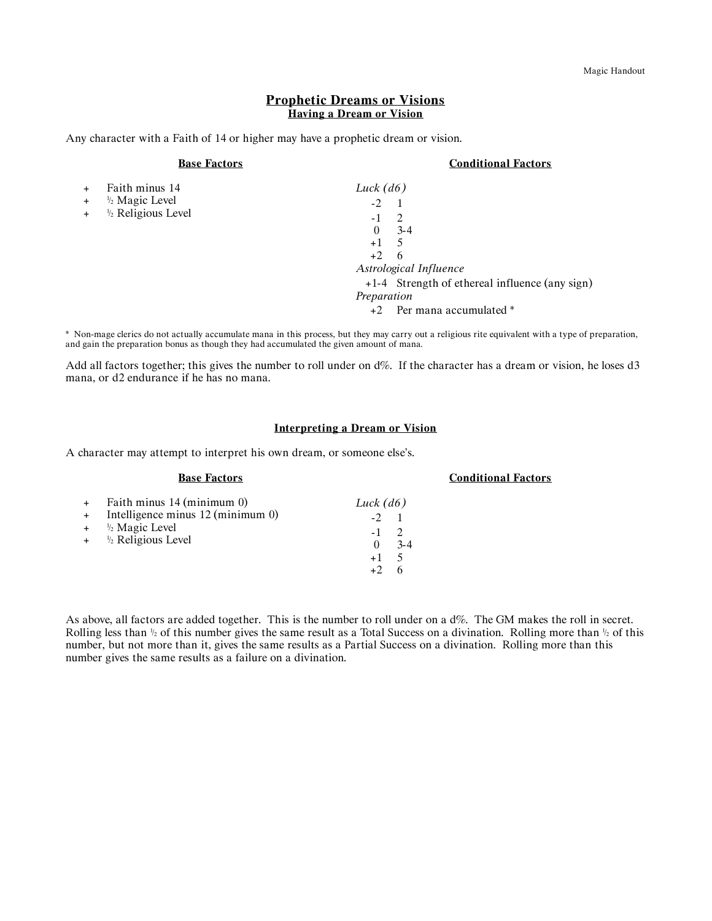# Prophetic Dreams or Visions

## Having a Dream or Vision

Any character with a Faith of 14 or higher may have a prophetic dream or vision.

**Base Factors**

- \+ Faith minus 14
- \+ ½ Magic Level
- \+ ½ Religious Level

**Conditional Factors**

*Luck (d6)*

| | |
|---|---|
| -2 | 1 |
| -1 | 2 |
| 0 | 3-4 |
| +1 | 5 |
| +2 | 6 |

*Astrological Influence*

+1-4 Strength of ethereal influence (any sign)

*Preparation*

+2 Per mana accumulated *

\* Non-mage clerics do not actually accumulate mana in this process, but they may carry out a religious rite equivalent with a type of preparation, and gain the preparation bonus as though they had accumulated the given amount of mana.

Add all factors together; this gives the number to roll under on d%. If the character has a dream or vision, he loses d3 mana, or d2 endurance if he has no mana.

## Interpreting a Dream or Vision

A character may attempt to interpret his own dream, or someone else's.

**Base Factors**

- \+ Faith minus 14 (minimum 0)
- \+ Intelligence minus 12 (minimum 0)
- \+ ½ Magic Level
- \+ ½ Religious Level

**Conditional Factors**

*Luck (d6)*

| | |
|---|---|
| -2 | 1 |
| -1 | 2 |
| 0 | 3-4 |
| +1 | 5 |
| +2 | 6 |

As above, all factors are added together. This is the number to roll under on a d%. The GM makes the roll in secret. Rolling less than ½ of this number gives the same result as a Total Success on a divination. Rolling more than ½ of this number, but not more than it, gives the same results as a Partial Success on a divination. Rolling more than this number gives the same results as a failure on a divination.